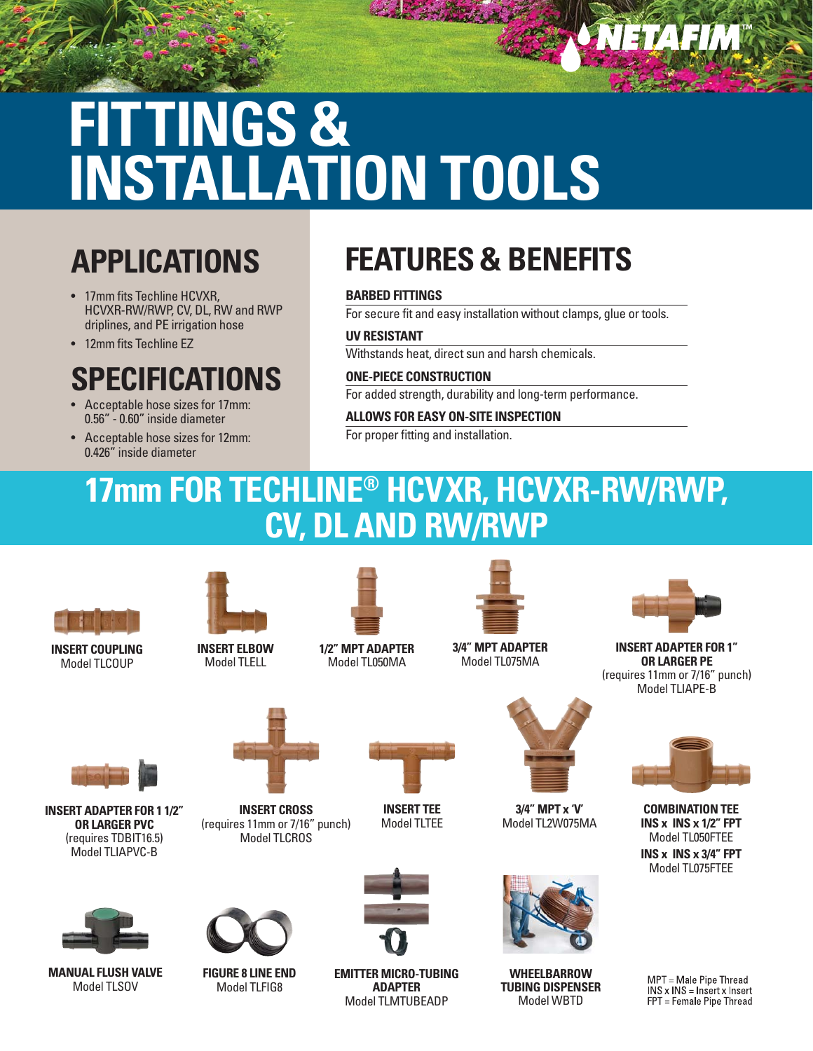NETAFIM™

# FITTINGS & INSTALLATION TOOLS

## APPLICATIONS

- 17mm fits Techline HCVXR, HCVXR-RW/RWP, CV, DL, RW and RWP driplines, and PE irrigation hose
- 12mm fits Techline EZ

## SPECIFICATIONS

- Acceptable hose sizes for 17mm: 0.56" - 0.60" inside diameter
- Acceptable hose sizes for 12mm: 0.426" inside diameter

## FEATURES & BENEFITS

**BARBED FITTINGS**

For secure fit and easy installation without clamps, glue or tools.

**UV RESISTANT**

Withstands heat, direct sun and harsh chemicals.

**ONE-PIECE CONSTRUCTION**

For added strength, durability and long-term performance.

**ALLOWS FOR EASY ON-SITE INSPECTION**

For proper fitting and installation.

## 17mm FOR TECHLINE® HCVXR, HCVXR-RW/RWP, CV, DL AND RW/RWP

**INSERT COUPLING**
Model TLCOUP

**INSERT ELBOW**
Model TLELL

**1/2" MPT ADAPTER**
Model TL050MA

**3/4" MPT ADAPTER**
Model TL075MA

**INSERT ADAPTER FOR 1" OR LARGER PE**
(requires 11mm or 7/16" punch)
Model TLIAPE-B

**INSERT ADAPTER FOR 1 1/2" OR LARGER PVC**
(requires TDBIT16.5)
Model TLIAPVC-B

**INSERT CROSS**
(requires 11mm or 7/16" punch)
Model TLCROS

**INSERT TEE**
Model TLTEE

**3/4" MPT x 'V'**
Model TL2W075MA

**COMBINATION TEE**
**INS x INS x 1/2" FPT**
Model TL050FTEE
**INS x INS x 3/4" FPT**
Model TL075FTEE

**MANUAL FLUSH VALVE**
Model TLSOV

**FIGURE 8 LINE END**
Model TLFIG8

**EMITTER MICRO-TUBING ADAPTER**
Model TLMTUBEADP

**WHEELBARROW TUBING DISPENSER**
Model WBTD

MPT = Male Pipe Thread
INS x INS = Insert x Insert
FPT = Female Pipe Thread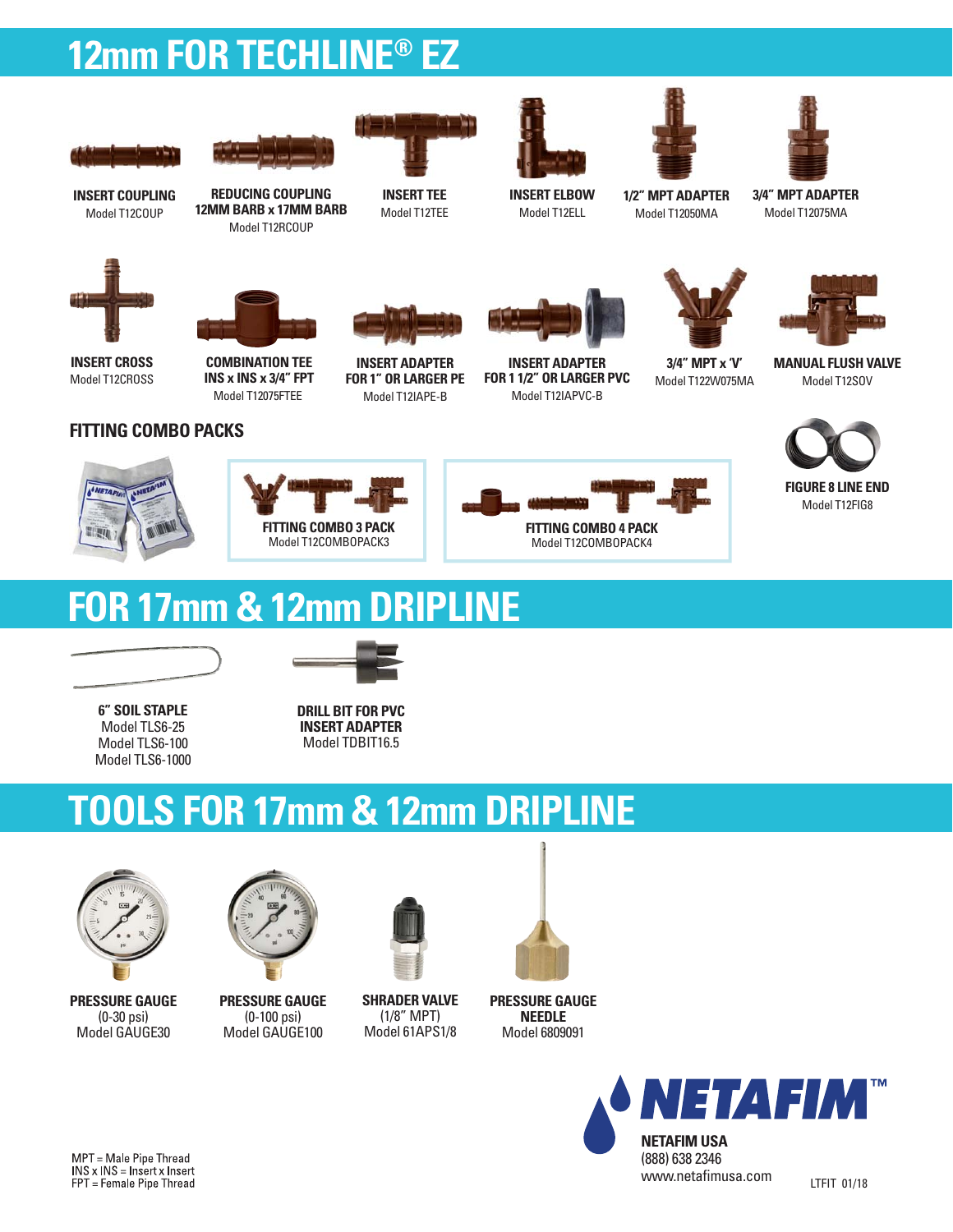# 12mm FOR TECHLINE® EZ

**INSERT COUPLING**
Model T12COUP

**REDUCING COUPLING 12MM BARB x 17MM BARB**
Model T12RCOUP

**INSERT TEE**
Model T12TEE

**INSERT ELBOW**
Model T12ELL

**1/2" MPT ADAPTER**
Model T12050MA

**3/4" MPT ADAPTER**
Model T12075MA

**INSERT CROSS**
Model T12CROSS

**COMBINATION TEE INS x INS x 3/4" FPT**
Model T12075FTEE

**INSERT ADAPTER FOR 1" OR LARGER PE**
Model T12IAPE-B

**INSERT ADAPTER FOR 1 1/2" OR LARGER PVC**
Model T12IAPVC-B

**3/4" MPT x 'V'**
Model T122W075MA

**MANUAL FLUSH VALVE**
Model T12SOV

## FITTING COMBO PACKS

**FITTING COMBO 3 PACK**
Model T12COMBOPACK3

**FITTING COMBO 4 PACK**
Model T12COMBOPACK4

**FIGURE 8 LINE END**
Model T12FIG8

# FOR 17mm & 12mm DRIPLINE

**6" SOIL STAPLE**
Model TLS6-25
Model TLS6-100
Model TLS6-1000

**DRILL BIT FOR PVC INSERT ADAPTER**
Model TDBIT16.5

# TOOLS FOR 17mm & 12mm DRIPLINE

**PRESSURE GAUGE**
(0-30 psi)
Model GAUGE30

**PRESSURE GAUGE**
(0-100 psi)
Model GAUGE100

**SHRADER VALVE**
(1/8" MPT)
Model 61APS1/8

**PRESSURE GAUGE NEEDLE**
Model 6809091

MPT = Male Pipe Thread
INS x INS = Insert x Insert
FPT = Female Pipe Thread

NETAFIM™

**NETAFIM USA**
(888) 638 2346
www.netafimusa.com

LTFIT 01/18